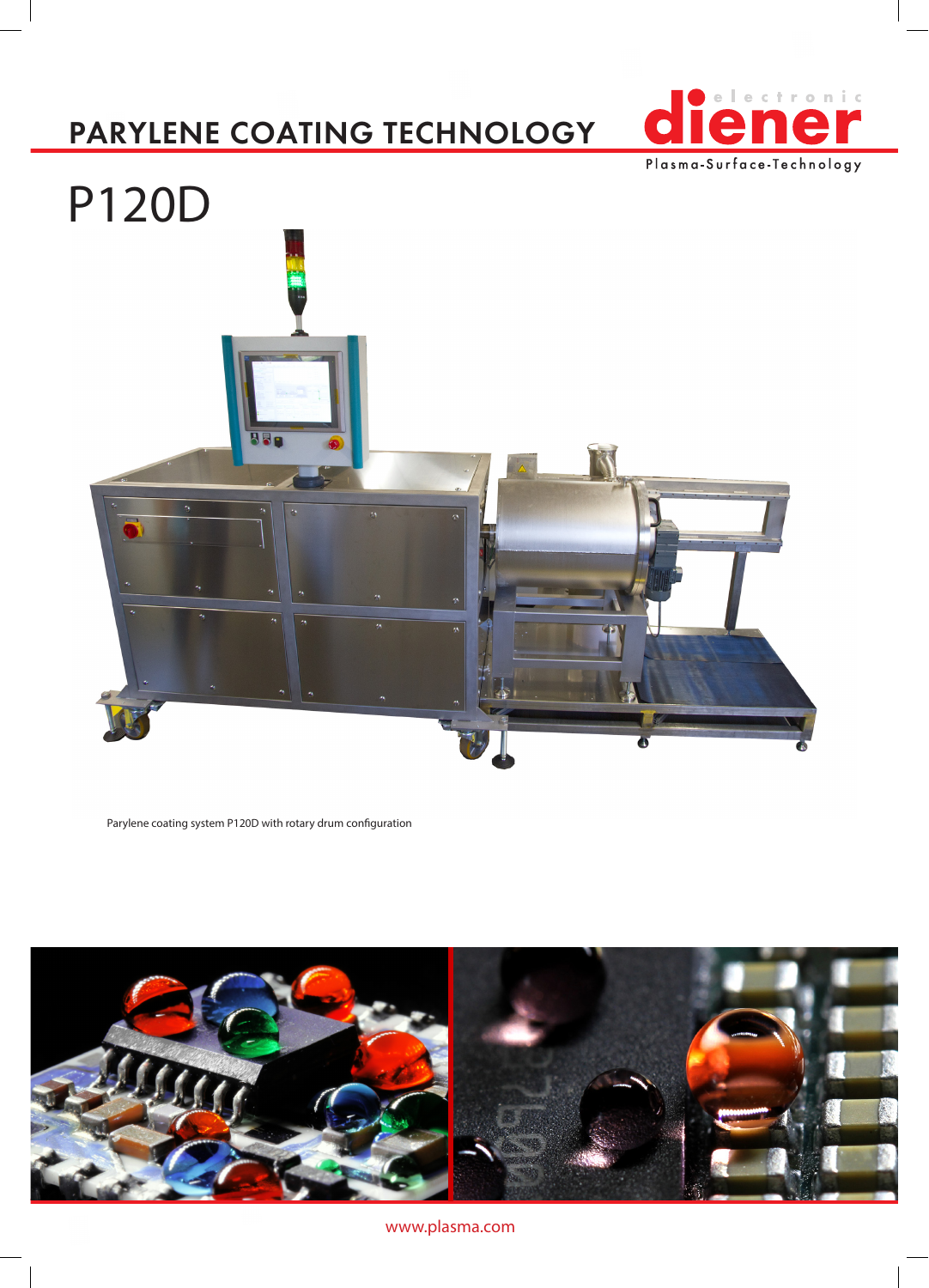# PARYLENE COATING TECHNOLOGY

electronic diener
Plasma-Surface-Technology

## P120D

Parylene coating system P120D with rotary drum configuration

www.plasma.com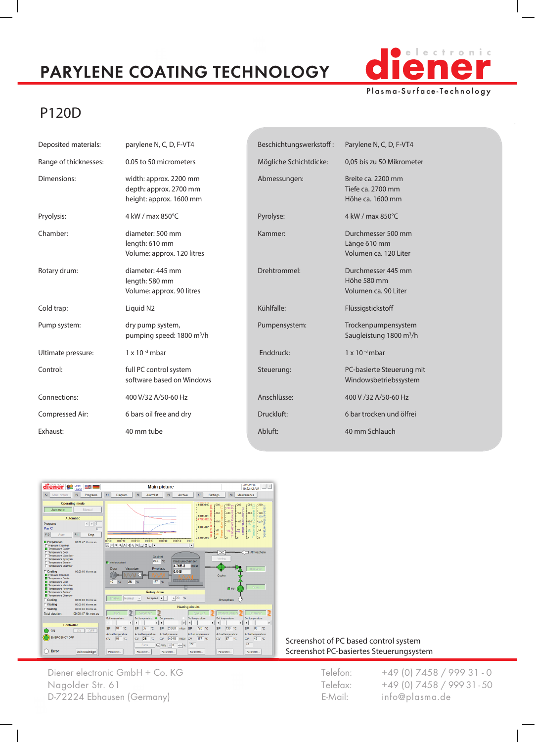# PARYLENE COATING TECHNOLOGY

diener electronic
Plasma-Surface-Technology

## P120D

| | | | |
|---|---|---|---|
| Deposited materials: | parylene N, C, D, F-VT4 | Beschichtungswerkstoff : | Parylene N, C, D, F-VT4 |
| Range of thicknesses: | 0.05 to 50 micrometers | Mögliche Schichtdicke: | 0,05 bis zu 50 Mikrometer |
| Dimensions: | width: approx. 2200 mm<br>depth: approx. 2700 mm<br>height: approx. 1600 mm | Abmessungen: | Breite ca. 2200 mm<br>Tiefe ca. 2700 mm<br>Höhe ca. 1600 mm |
| Pyrolysis: | 4 kW / max 850°C | Pyrolyse: | 4 kW / max 850°C |
| Chamber: | diameter: 500 mm<br>length: 610 mm<br>Volume: approx. 120 litres | Kammer: | Durchmesser 500 mm<br>Länge 610 mm<br>Volumen ca. 120 Liter |
| Rotary drum: | diameter: 445 mm<br>length: 580 mm<br>Volume: approx. 90 litres | Drehtrommel: | Durchmesser 445 mm<br>Höhe 580 mm<br>Volumen ca. 90 Liter |
| Cold trap: | Liquid N2 | Kühlfalle: | Flüssigstickstoff |
| Pump system: | dry pump system,<br>pumping speed: 1800 m³/h | Pumpensystem: | Trockenpumpensystem<br>Saugleistung 1800 m³/h |
| Ultimate pressure: | 1 x 10 $^{-3}$ mbar | Enddruck: | 1 x 10 $^{-3}$ mbar |
| Control: | full PC control system<br>software based on Windows | Steuerung: | PC-basierte Steuerung mit<br>Windowsbetriebssystem |
| Connections: | 400 V/32 A/50-60 Hz | Anschlüsse: | 400 V /32 A/50-60 Hz |
| Compressed Air: | 6 bars oil free and dry | Druckluft: | 6 bar trocken und ölfrei |
| Exhaust: | 40 mm tube | Abluft: | 40 mm Schlauch |

Screenshot of PC based control system
Screenshot PC-basiertes Steuerungsystem

Diener electronic GmbH + Co. KG
Nagolder Str. 61
D-72224 Ebhausen (Germany)

Telefon: +49 (0) 7458 / 999 31 - 0
Telefax: +49 (0) 7458 / 999 31 - 50
E-Mail: info@plasma.de